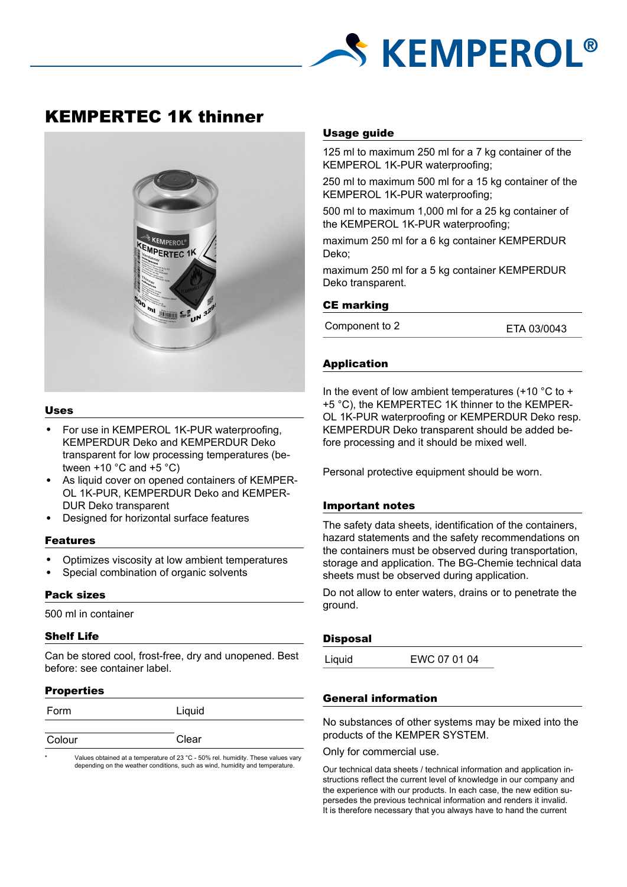# KEMPERTEC 1K thinner

## Uses

- For use in KEMPEROL 1K-PUR waterproofing, KEMPERDUR Deko and KEMPERDUR Deko transparent for low processing temperatures (between +10 °C and +5 °C)
- As liquid cover on opened containers of KEMPEROL 1K-PUR, KEMPERDUR Deko and KEMPERDUR Deko transparent
- Designed for horizontal surface features

## Features

- Optimizes viscosity at low ambient temperatures
- Special combination of organic solvents

## Pack sizes

500 ml in container

## Shelf Life

Can be stored cool, frost-free, dry and unopened. Best before: see container label.

## Properties

| Form | Liquid |
|---|---|
| Colour | Clear |

* Values obtained at a temperature of 23 °C - 50% rel. humidity. These values vary depending on the weather conditions, such as wind, humidity and temperature.

## Usage guide

125 ml to maximum 250 ml for a 7 kg container of the KEMPEROL 1K-PUR waterproofing;

250 ml to maximum 500 ml for a 15 kg container of the KEMPEROL 1K-PUR waterproofing;

500 ml to maximum 1,000 ml for a 25 kg container of the KEMPEROL 1K-PUR waterproofing;

maximum 250 ml for a 6 kg container KEMPERDUR Deko;

maximum 250 ml for a 5 kg container KEMPERDUR Deko transparent.

## CE marking

| Component to 2 | ETA 03/0043 |
|---|---|

## Application

In the event of low ambient temperatures (+10 °C to +5 °C), the KEMPERTEC 1K thinner to the KEMPEROL 1K-PUR waterproofing or KEMPERDUR Deko resp. KEMPERDUR Deko transparent should be added before processing and it should be mixed well.

Personal protective equipment should be worn.

## Important notes

The safety data sheets, identification of the containers, hazard statements and the safety recommendations on the containers must be observed during transportation, storage and application. The BG-Chemie technical data sheets must be observed during application.

Do not allow to enter waters, drains or to penetrate the ground.

## Disposal

| Liquid | EWC 07 01 04 |
|---|---|

## General information

No substances of other systems may be mixed into the products of the KEMPER SYSTEM.

Only for commercial use.

Our technical data sheets / technical information and application instructions reflect the current level of knowledge in our company and the experience with our products. In each case, the new edition supersedes the previous technical information and renders it invalid. It is therefore necessary that you always have to hand the current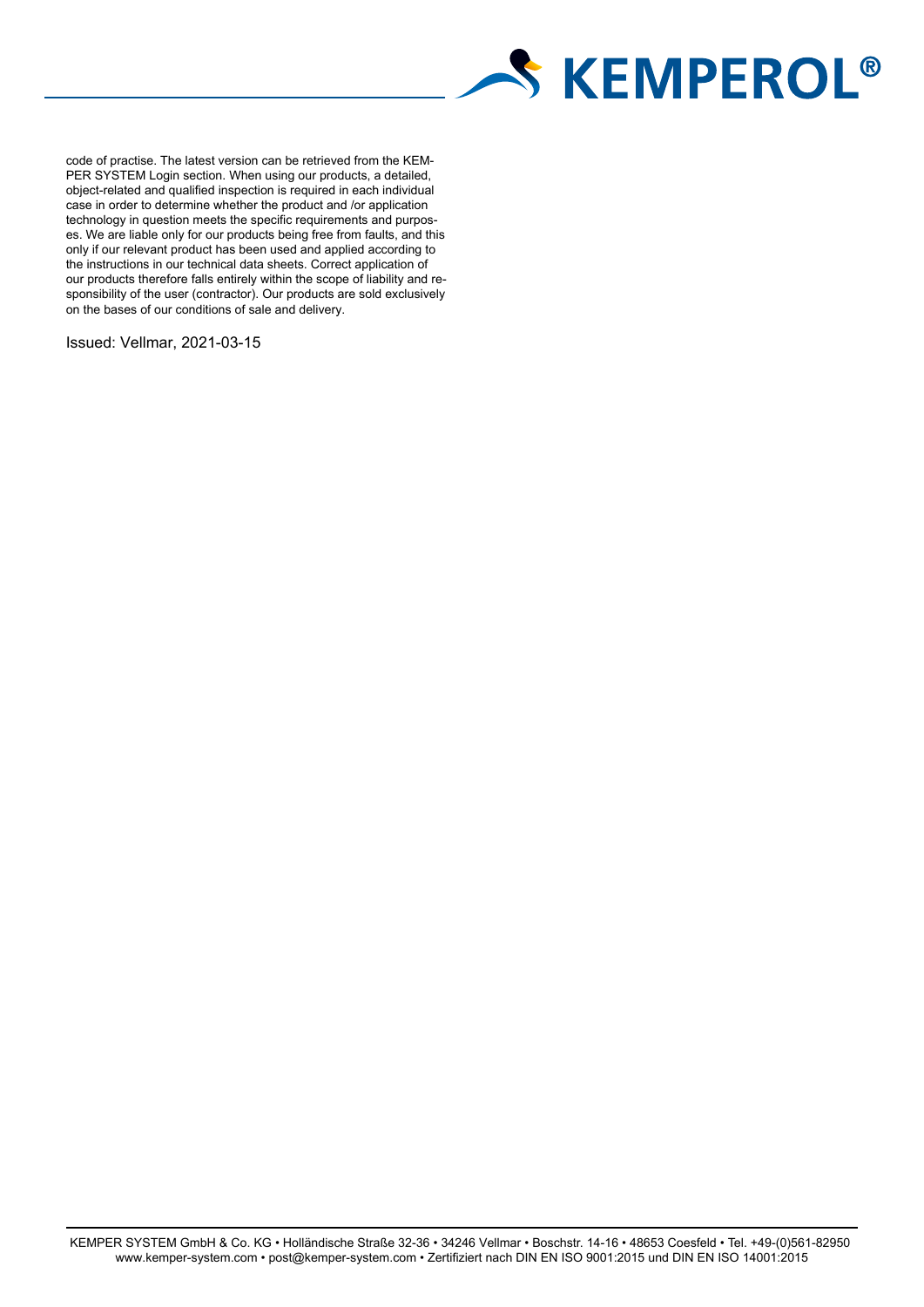code of practise. The latest version can be retrieved from the KEMPER SYSTEM Login section. When using our products, a detailed, object-related and qualified inspection is required in each individual case in order to determine whether the product and /or application technology in question meets the specific requirements and purposes. We are liable only for our products being free from faults, and this only if our relevant product has been used and applied according to the instructions in our technical data sheets. Correct application of our products therefore falls entirely within the scope of liability and responsibility of the user (contractor). Our products are sold exclusively on the bases of our conditions of sale and delivery.

Issued: Vellmar, 2021-03-15